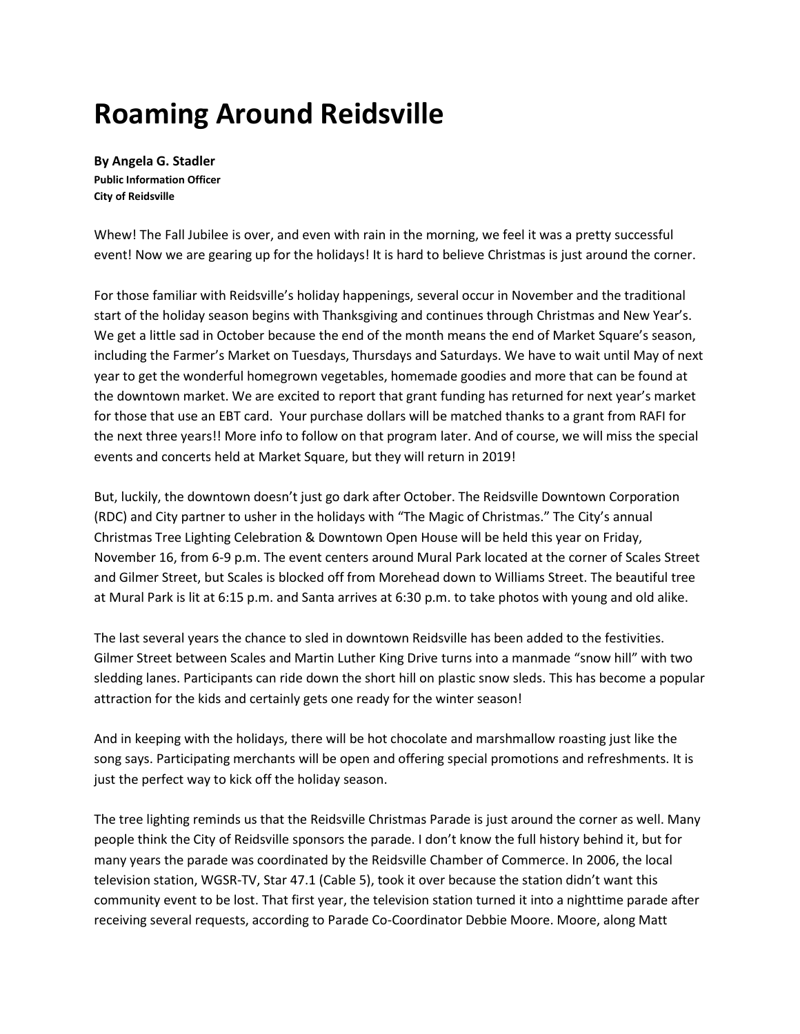# Roaming Around Reidsville

**By Angela G. Stadler**
**Public Information Officer**
**City of Reidsville**

Whew! The Fall Jubilee is over, and even with rain in the morning, we feel it was a pretty successful event! Now we are gearing up for the holidays! It is hard to believe Christmas is just around the corner.

For those familiar with Reidsville's holiday happenings, several occur in November and the traditional start of the holiday season begins with Thanksgiving and continues through Christmas and New Year's. We get a little sad in October because the end of the month means the end of Market Square's season, including the Farmer's Market on Tuesdays, Thursdays and Saturdays. We have to wait until May of next year to get the wonderful homegrown vegetables, homemade goodies and more that can be found at the downtown market. We are excited to report that grant funding has returned for next year's market for those that use an EBT card. Your purchase dollars will be matched thanks to a grant from RAFI for the next three years!! More info to follow on that program later. And of course, we will miss the special events and concerts held at Market Square, but they will return in 2019!

But, luckily, the downtown doesn't just go dark after October. The Reidsville Downtown Corporation (RDC) and City partner to usher in the holidays with "The Magic of Christmas." The City's annual Christmas Tree Lighting Celebration & Downtown Open House will be held this year on Friday, November 16, from 6-9 p.m. The event centers around Mural Park located at the corner of Scales Street and Gilmer Street, but Scales is blocked off from Morehead down to Williams Street. The beautiful tree at Mural Park is lit at 6:15 p.m. and Santa arrives at 6:30 p.m. to take photos with young and old alike.

The last several years the chance to sled in downtown Reidsville has been added to the festivities. Gilmer Street between Scales and Martin Luther King Drive turns into a manmade "snow hill" with two sledding lanes. Participants can ride down the short hill on plastic snow sleds. This has become a popular attraction for the kids and certainly gets one ready for the winter season!

And in keeping with the holidays, there will be hot chocolate and marshmallow roasting just like the song says. Participating merchants will be open and offering special promotions and refreshments. It is just the perfect way to kick off the holiday season.

The tree lighting reminds us that the Reidsville Christmas Parade is just around the corner as well. Many people think the City of Reidsville sponsors the parade. I don't know the full history behind it, but for many years the parade was coordinated by the Reidsville Chamber of Commerce. In 2006, the local television station, WGSR-TV, Star 47.1 (Cable 5), took it over because the station didn't want this community event to be lost. That first year, the television station turned it into a nighttime parade after receiving several requests, according to Parade Co-Coordinator Debbie Moore. Moore, along Matt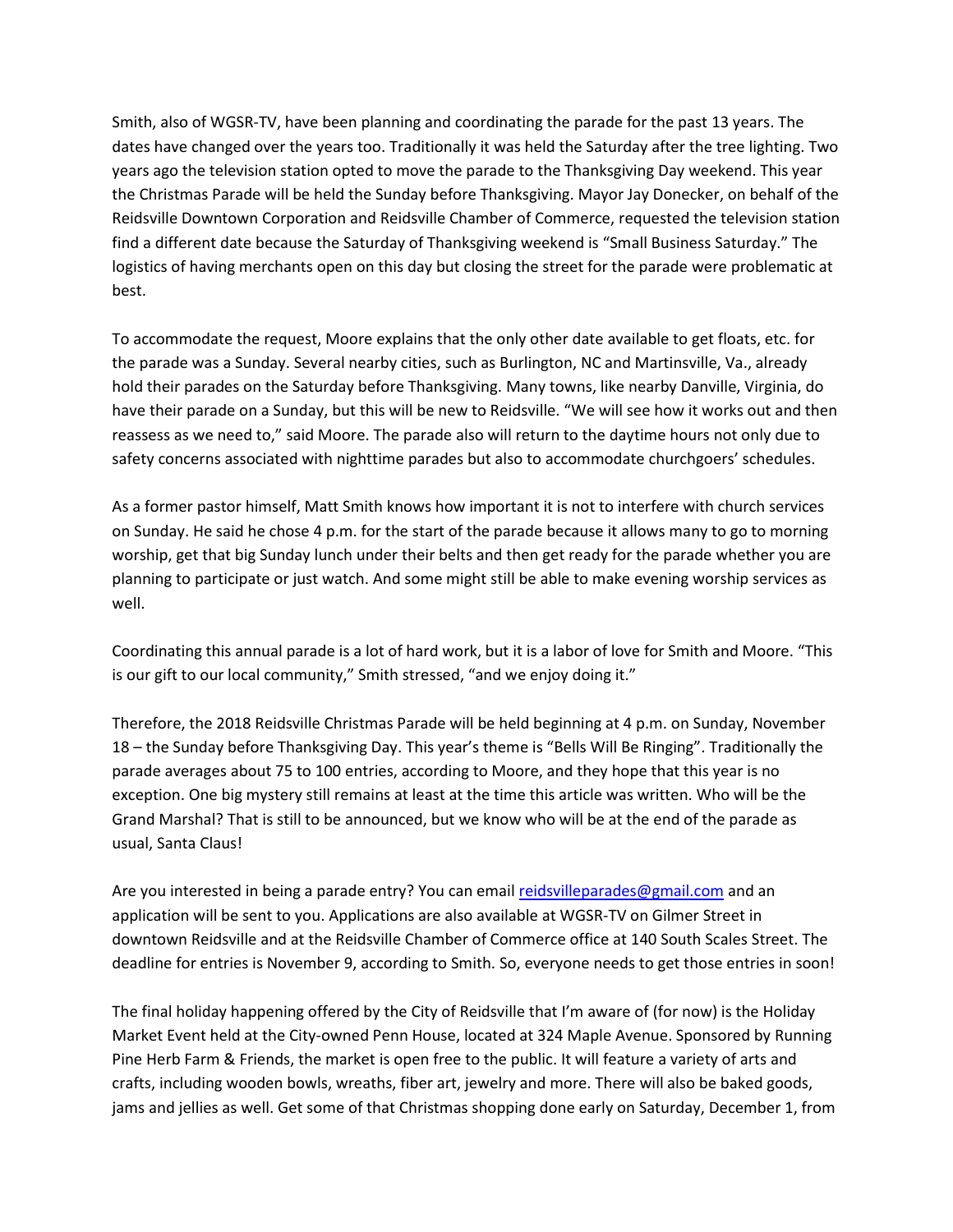Smith, also of WGSR-TV, have been planning and coordinating the parade for the past 13 years. The dates have changed over the years too. Traditionally it was held the Saturday after the tree lighting. Two years ago the television station opted to move the parade to the Thanksgiving Day weekend. This year the Christmas Parade will be held the Sunday before Thanksgiving. Mayor Jay Donecker, on behalf of the Reidsville Downtown Corporation and Reidsville Chamber of Commerce, requested the television station find a different date because the Saturday of Thanksgiving weekend is "Small Business Saturday." The logistics of having merchants open on this day but closing the street for the parade were problematic at best.

To accommodate the request, Moore explains that the only other date available to get floats, etc. for the parade was a Sunday. Several nearby cities, such as Burlington, NC and Martinsville, Va., already hold their parades on the Saturday before Thanksgiving. Many towns, like nearby Danville, Virginia, do have their parade on a Sunday, but this will be new to Reidsville. "We will see how it works out and then reassess as we need to," said Moore. The parade also will return to the daytime hours not only due to safety concerns associated with nighttime parades but also to accommodate churchgoers' schedules.

As a former pastor himself, Matt Smith knows how important it is not to interfere with church services on Sunday. He said he chose 4 p.m. for the start of the parade because it allows many to go to morning worship, get that big Sunday lunch under their belts and then get ready for the parade whether you are planning to participate or just watch. And some might still be able to make evening worship services as well.

Coordinating this annual parade is a lot of hard work, but it is a labor of love for Smith and Moore. "This is our gift to our local community," Smith stressed, "and we enjoy doing it."

Therefore, the 2018 Reidsville Christmas Parade will be held beginning at 4 p.m. on Sunday, November 18 – the Sunday before Thanksgiving Day. This year's theme is "Bells Will Be Ringing". Traditionally the parade averages about 75 to 100 entries, according to Moore, and they hope that this year is no exception. One big mystery still remains at least at the time this article was written. Who will be the Grand Marshal? That is still to be announced, but we know who will be at the end of the parade as usual, Santa Claus!

Are you interested in being a parade entry? You can email [reidsvilleparades@gmail.com](mailto:reidsvilleparades@gmail.com) and an application will be sent to you. Applications are also available at WGSR-TV on Gilmer Street in downtown Reidsville and at the Reidsville Chamber of Commerce office at 140 South Scales Street. The deadline for entries is November 9, according to Smith. So, everyone needs to get those entries in soon!

The final holiday happening offered by the City of Reidsville that I'm aware of (for now) is the Holiday Market Event held at the City-owned Penn House, located at 324 Maple Avenue. Sponsored by Running Pine Herb Farm & Friends, the market is open free to the public. It will feature a variety of arts and crafts, including wooden bowls, wreaths, fiber art, jewelry and more. There will also be baked goods, jams and jellies as well. Get some of that Christmas shopping done early on Saturday, December 1, from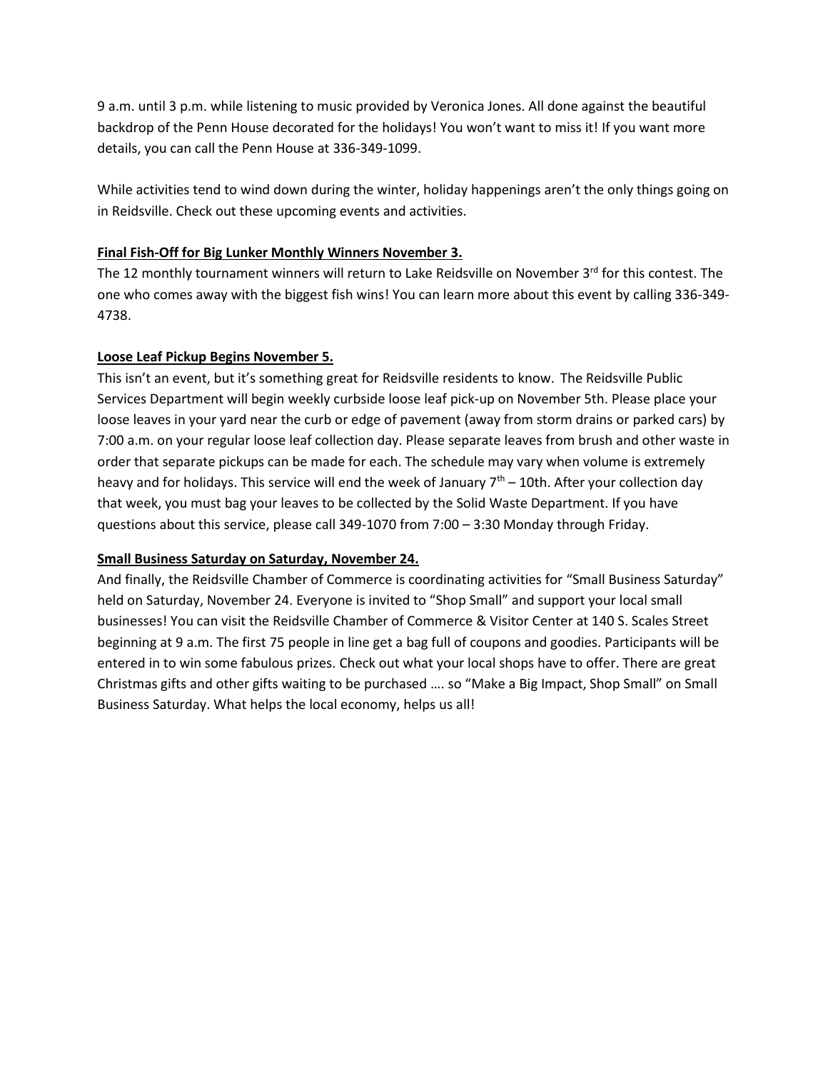9 a.m. until 3 p.m. while listening to music provided by Veronica Jones. All done against the beautiful backdrop of the Penn House decorated for the holidays! You won't want to miss it! If you want more details, you can call the Penn House at 336-349-1099.

While activities tend to wind down during the winter, holiday happenings aren't the only things going on in Reidsville. Check out these upcoming events and activities.

**Final Fish-Off for Big Lunker Monthly Winners November 3.**

The 12 monthly tournament winners will return to Lake Reidsville on November 3rd for this contest. The one who comes away with the biggest fish wins! You can learn more about this event by calling 336-349-4738.

**Loose Leaf Pickup Begins November 5.**

This isn't an event, but it's something great for Reidsville residents to know. The Reidsville Public Services Department will begin weekly curbside loose leaf pick-up on November 5th. Please place your loose leaves in your yard near the curb or edge of pavement (away from storm drains or parked cars) by 7:00 a.m. on your regular loose leaf collection day. Please separate leaves from brush and other waste in order that separate pickups can be made for each. The schedule may vary when volume is extremely heavy and for holidays. This service will end the week of January 7th – 10th. After your collection day that week, you must bag your leaves to be collected by the Solid Waste Department. If you have questions about this service, please call 349-1070 from 7:00 – 3:30 Monday through Friday.

**Small Business Saturday on Saturday, November 24.**

And finally, the Reidsville Chamber of Commerce is coordinating activities for "Small Business Saturday" held on Saturday, November 24. Everyone is invited to "Shop Small" and support your local small businesses! You can visit the Reidsville Chamber of Commerce & Visitor Center at 140 S. Scales Street beginning at 9 a.m. The first 75 people in line get a bag full of coupons and goodies. Participants will be entered in to win some fabulous prizes. Check out what your local shops have to offer. There are great Christmas gifts and other gifts waiting to be purchased …. so "Make a Big Impact, Shop Small" on Small Business Saturday. What helps the local economy, helps us all!